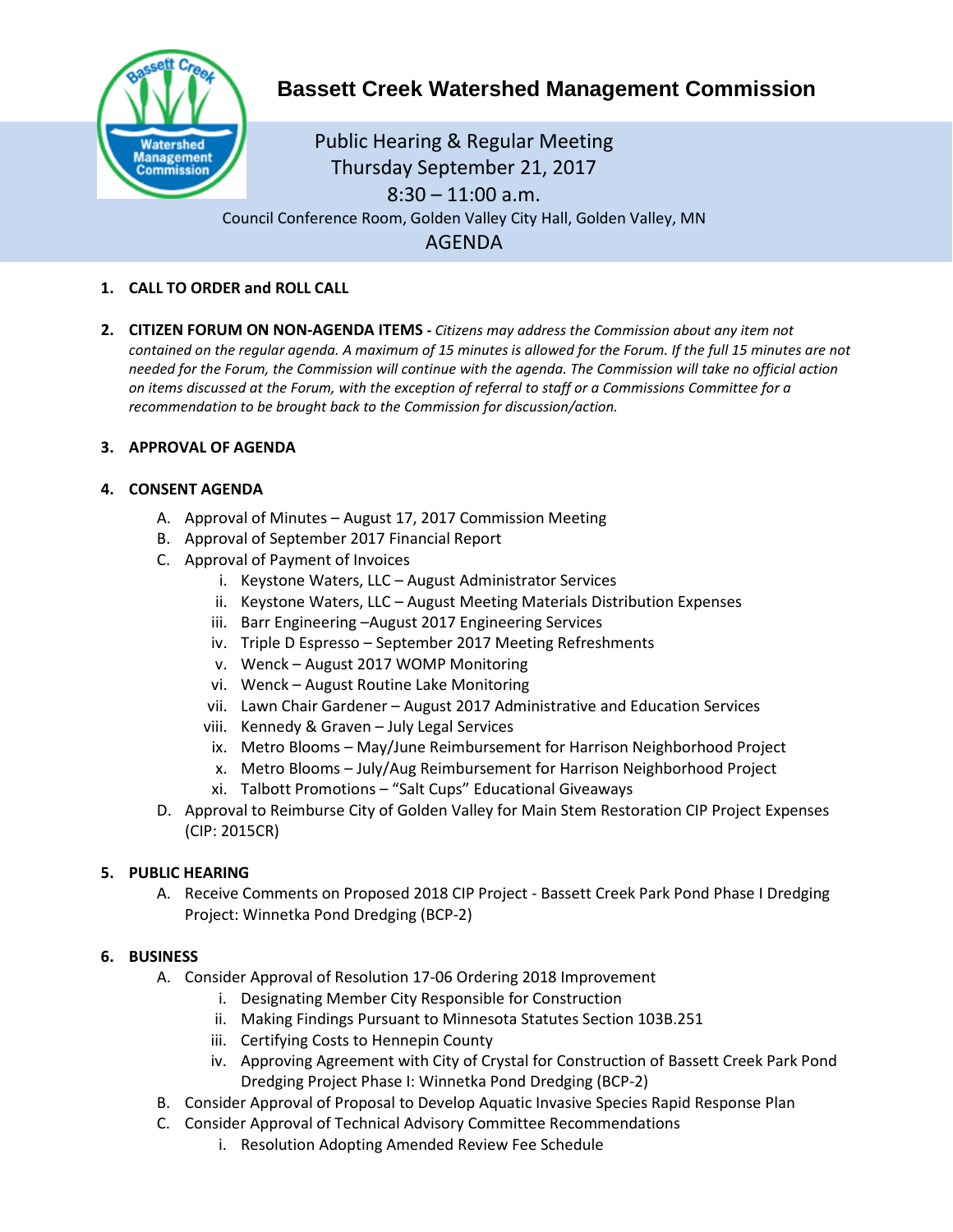# Bassett Creek Watershed Management Commission

Public Hearing & Regular Meeting
Thursday September 21, 2017
8:30 – 11:00 a.m.
Council Conference Room, Golden Valley City Hall, Golden Valley, MN

## AGENDA

1. **CALL TO ORDER and ROLL CALL**

2. **CITIZEN FORUM ON NON-AGENDA ITEMS -** *Citizens may address the Commission about any item not contained on the regular agenda. A maximum of 15 minutes is allowed for the Forum. If the full 15 minutes are not needed for the Forum, the Commission will continue with the agenda. The Commission will take no official action on items discussed at the Forum, with the exception of referral to staff or a Commissions Committee for a recommendation to be brought back to the Commission for discussion/action.*

3. **APPROVAL OF AGENDA**

4. **CONSENT AGENDA**
   - A. Approval of Minutes – August 17, 2017 Commission Meeting
   - B. Approval of September 2017 Financial Report
   - C. Approval of Payment of Invoices
     - i. Keystone Waters, LLC – August Administrator Services
     - ii. Keystone Waters, LLC – August Meeting Materials Distribution Expenses
     - iii. Barr Engineering –August 2017 Engineering Services
     - iv. Triple D Espresso – September 2017 Meeting Refreshments
     - v. Wenck – August 2017 WOMP Monitoring
     - vi. Wenck – August Routine Lake Monitoring
     - vii. Lawn Chair Gardener – August 2017 Administrative and Education Services
     - viii. Kennedy & Graven – July Legal Services
     - ix. Metro Blooms – May/June Reimbursement for Harrison Neighborhood Project
     - x. Metro Blooms – July/Aug Reimbursement for Harrison Neighborhood Project
     - xi. Talbott Promotions – "Salt Cups" Educational Giveaways
   - D. Approval to Reimburse City of Golden Valley for Main Stem Restoration CIP Project Expenses (CIP: 2015CR)

5. **PUBLIC HEARING**
   - A. Receive Comments on Proposed 2018 CIP Project - Bassett Creek Park Pond Phase I Dredging Project: Winnetka Pond Dredging (BCP-2)

6. **BUSINESS**
   - A. Consider Approval of Resolution 17-06 Ordering 2018 Improvement
     - i. Designating Member City Responsible for Construction
     - ii. Making Findings Pursuant to Minnesota Statutes Section 103B.251
     - iii. Certifying Costs to Hennepin County
     - iv. Approving Agreement with City of Crystal for Construction of Bassett Creek Park Pond Dredging Project Phase I: Winnetka Pond Dredging (BCP-2)
   - B. Consider Approval of Proposal to Develop Aquatic Invasive Species Rapid Response Plan
   - C. Consider Approval of Technical Advisory Committee Recommendations
     - i. Resolution Adopting Amended Review Fee Schedule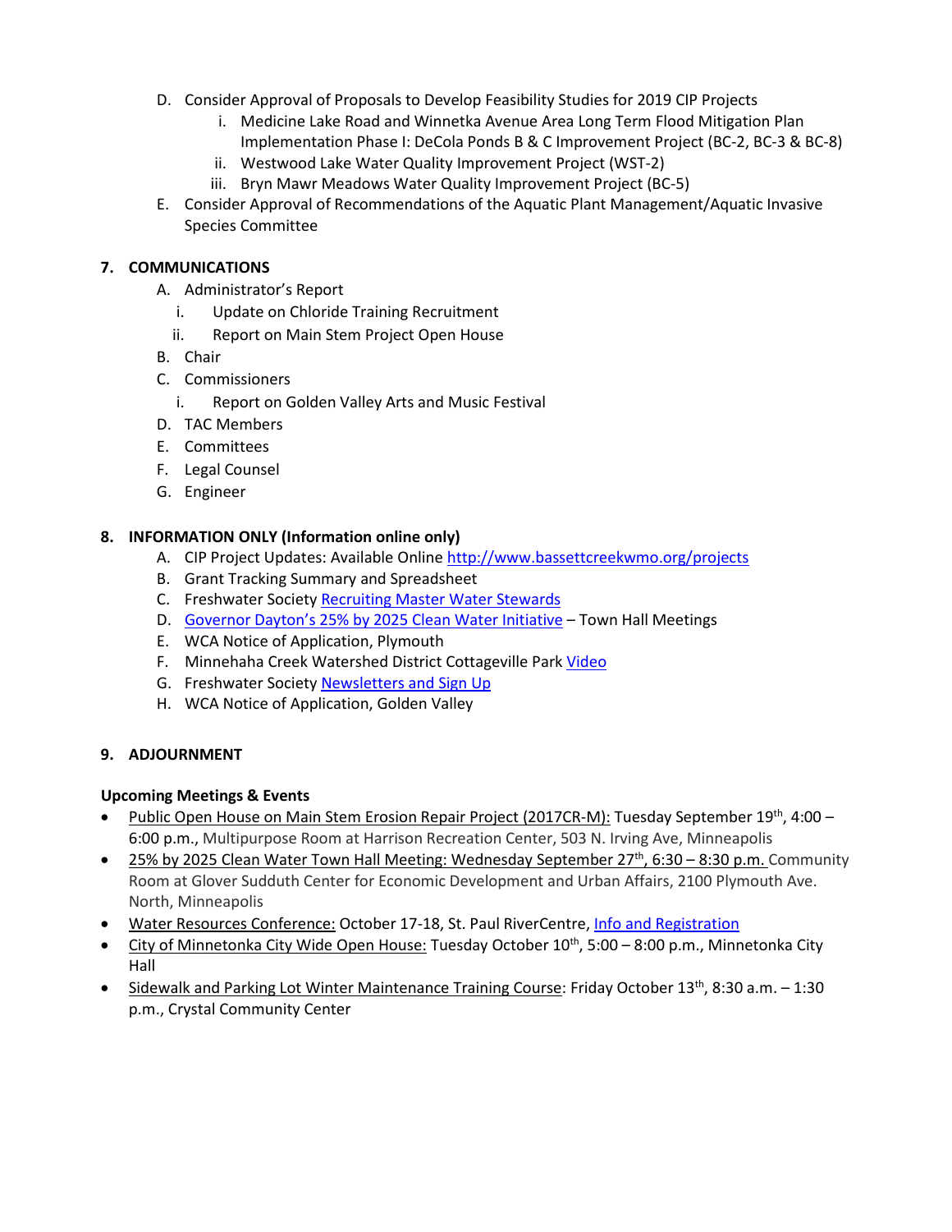D. Consider Approval of Proposals to Develop Feasibility Studies for 2019 CIP Projects
   i. Medicine Lake Road and Winnetka Avenue Area Long Term Flood Mitigation Plan Implementation Phase I: DeCola Ponds B & C Improvement Project (BC-2, BC-3 & BC-8)
   ii. Westwood Lake Water Quality Improvement Project (WST-2)
   iii. Bryn Mawr Meadows Water Quality Improvement Project (BC-5)

E. Consider Approval of Recommendations of the Aquatic Plant Management/Aquatic Invasive Species Committee

**7. COMMUNICATIONS**

A. Administrator's Report
   i. Update on Chloride Training Recruitment
   ii. Report on Main Stem Project Open House

B. Chair

C. Commissioners
   i. Report on Golden Valley Arts and Music Festival

D. TAC Members

E. Committees

F. Legal Counsel

G. Engineer

**8. INFORMATION ONLY (Information online only)**

A. CIP Project Updates: Available Online http://www.bassettcreekwmo.org/projects

B. Grant Tracking Summary and Spreadsheet

C. Freshwater Society Recruiting Master Water Stewards

D. Governor Dayton's 25% by 2025 Clean Water Initiative – Town Hall Meetings

E. WCA Notice of Application, Plymouth

F. Minnehaha Creek Watershed District Cottageville Park Video

G. Freshwater Society Newsletters and Sign Up

H. WCA Notice of Application, Golden Valley

**9. ADJOURNMENT**

**Upcoming Meetings & Events**

- Public Open House on Main Stem Erosion Repair Project (2017CR-M): Tuesday September 19th, 4:00 – 6:00 p.m., Multipurpose Room at Harrison Recreation Center, 503 N. Irving Ave, Minneapolis
- 25% by 2025 Clean Water Town Hall Meeting: Wednesday September 27th, 6:30 – 8:30 p.m. Community Room at Glover Sudduth Center for Economic Development and Urban Affairs, 2100 Plymouth Ave. North, Minneapolis
- Water Resources Conference: October 17-18, St. Paul RiverCentre, Info and Registration
- City of Minnetonka City Wide Open House: Tuesday October 10th, 5:00 – 8:00 p.m., Minnetonka City Hall
- Sidewalk and Parking Lot Winter Maintenance Training Course: Friday October 13th, 8:30 a.m. – 1:30 p.m., Crystal Community Center